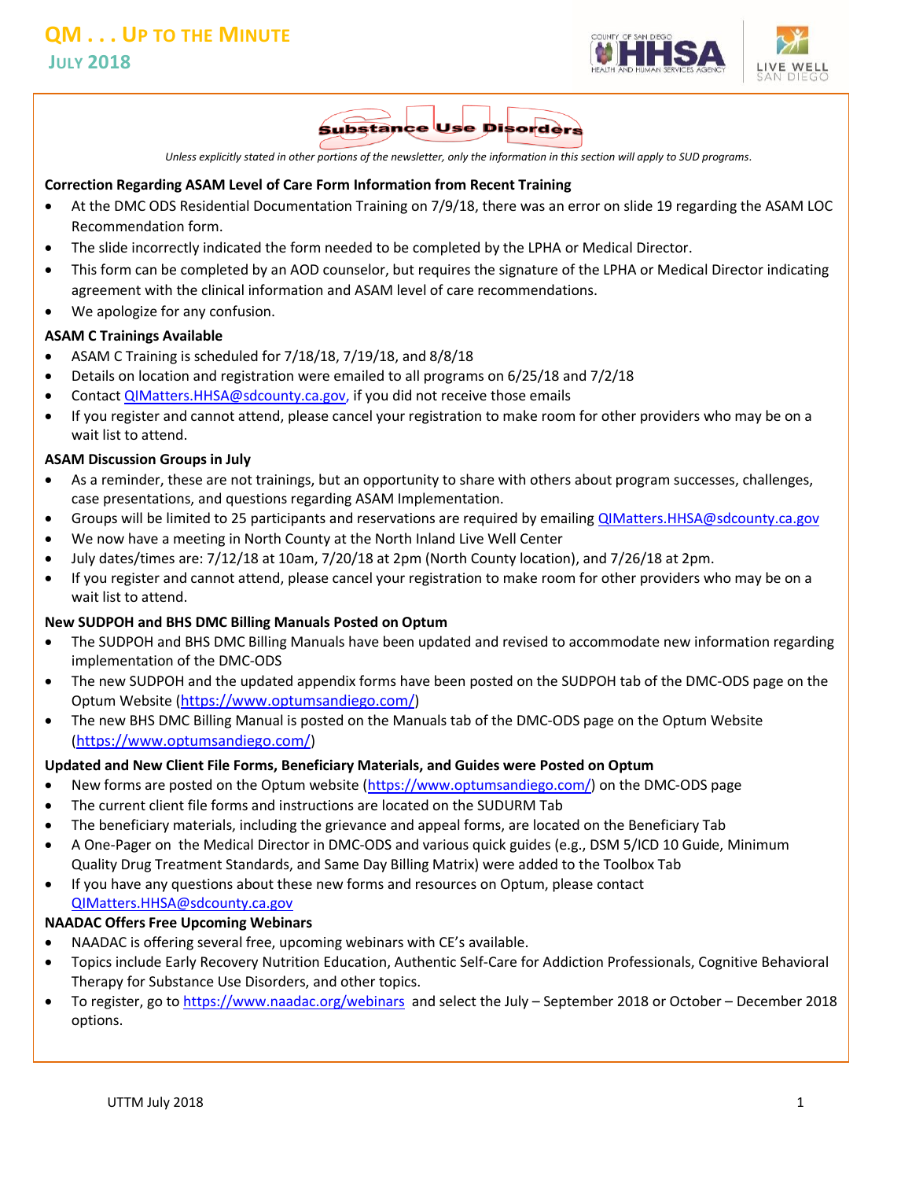# QM . . . UP TO THE MINUTE

## JULY 2018

## Substance Use Disorders

*Unless explicitly stated in other portions of the newsletter, only the information in this section will apply to SUD programs.*

**Correction Regarding ASAM Level of Care Form Information from Recent Training**

- At the DMC ODS Residential Documentation Training on 7/9/18, there was an error on slide 19 regarding the ASAM LOC Recommendation form.
- The slide incorrectly indicated the form needed to be completed by the LPHA or Medical Director.
- This form can be completed by an AOD counselor, but requires the signature of the LPHA or Medical Director indicating agreement with the clinical information and ASAM level of care recommendations.
- We apologize for any confusion.

**ASAM C Trainings Available**

- ASAM C Training is scheduled for 7/18/18, 7/19/18, and 8/8/18
- Details on location and registration were emailed to all programs on 6/25/18 and 7/2/18
- Contact QIMatters.HHSA@sdcounty.ca.gov, if you did not receive those emails
- If you register and cannot attend, please cancel your registration to make room for other providers who may be on a wait list to attend.

**ASAM Discussion Groups in July**

- As a reminder, these are not trainings, but an opportunity to share with others about program successes, challenges, case presentations, and questions regarding ASAM Implementation.
- Groups will be limited to 25 participants and reservations are required by emailing QIMatters.HHSA@sdcounty.ca.gov
- We now have a meeting in North County at the North Inland Live Well Center
- July dates/times are: 7/12/18 at 10am, 7/20/18 at 2pm (North County location), and 7/26/18 at 2pm.
- If you register and cannot attend, please cancel your registration to make room for other providers who may be on a wait list to attend.

**New SUDPOH and BHS DMC Billing Manuals Posted on Optum**

- The SUDPOH and BHS DMC Billing Manuals have been updated and revised to accommodate new information regarding implementation of the DMC-ODS
- The new SUDPOH and the updated appendix forms have been posted on the SUDPOH tab of the DMC-ODS page on the Optum Website (https://www.optumsandiego.com/)
- The new BHS DMC Billing Manual is posted on the Manuals tab of the DMC-ODS page on the Optum Website (https://www.optumsandiego.com/)

**Updated and New Client File Forms, Beneficiary Materials, and Guides were Posted on Optum**

- New forms are posted on the Optum website (https://www.optumsandiego.com/) on the DMC-ODS page
- The current client file forms and instructions are located on the SUDURM Tab
- The beneficiary materials, including the grievance and appeal forms, are located on the Beneficiary Tab
- A One-Pager on the Medical Director in DMC-ODS and various quick guides (e.g., DSM 5/ICD 10 Guide, Minimum Quality Drug Treatment Standards, and Same Day Billing Matrix) were added to the Toolbox Tab
- If you have any questions about these new forms and resources on Optum, please contact QIMatters.HHSA@sdcounty.ca.gov

**NAADAC Offers Free Upcoming Webinars**

- NAADAC is offering several free, upcoming webinars with CE's available.
- Topics include Early Recovery Nutrition Education, Authentic Self-Care for Addiction Professionals, Cognitive Behavioral Therapy for Substance Use Disorders, and other topics.
- To register, go to https://www.naadac.org/webinars and select the July – September 2018 or October – December 2018 options.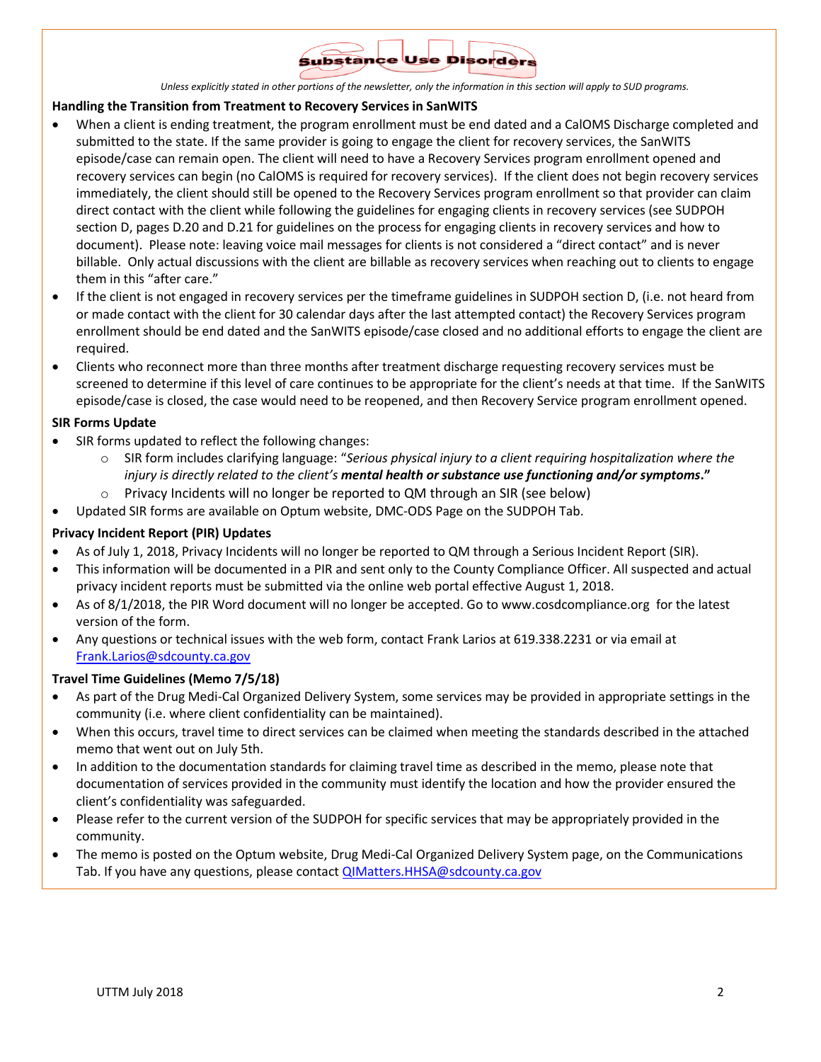# Substance Use Disorders

*Unless explicitly stated in other portions of the newsletter, only the information in this section will apply to SUD programs.*

**Handling the Transition from Treatment to Recovery Services in SanWITS**

- When a client is ending treatment, the program enrollment must be end dated and a CalOMS Discharge completed and submitted to the state. If the same provider is going to engage the client for recovery services, the SanWITS episode/case can remain open. The client will need to have a Recovery Services program enrollment opened and recovery services can begin (no CalOMS is required for recovery services). If the client does not begin recovery services immediately, the client should still be opened to the Recovery Services program enrollment so that provider can claim direct contact with the client while following the guidelines for engaging clients in recovery services (see SUDPOH section D, pages D.20 and D.21 for guidelines on the process for engaging clients in recovery services and how to document). Please note: leaving voice mail messages for clients is not considered a "direct contact" and is never billable. Only actual discussions with the client are billable as recovery services when reaching out to clients to engage them in this "after care."
- If the client is not engaged in recovery services per the timeframe guidelines in SUDPOH section D, (i.e. not heard from or made contact with the client for 30 calendar days after the last attempted contact) the Recovery Services program enrollment should be end dated and the SanWITS episode/case closed and no additional efforts to engage the client are required.
- Clients who reconnect more than three months after treatment discharge requesting recovery services must be screened to determine if this level of care continues to be appropriate for the client's needs at that time. If the SanWITS episode/case is closed, the case would need to be reopened, and then Recovery Service program enrollment opened.

**SIR Forms Update**

- SIR forms updated to reflect the following changes:
  - SIR form includes clarifying language: "*Serious physical injury to a client requiring hospitalization where the injury is directly related to the client's **mental health or substance use functioning and/or symptoms**.*"
  - Privacy Incidents will no longer be reported to QM through an SIR (see below)
- Updated SIR forms are available on Optum website, DMC-ODS Page on the SUDPOH Tab.

**Privacy Incident Report (PIR) Updates**

- As of July 1, 2018, Privacy Incidents will no longer be reported to QM through a Serious Incident Report (SIR).
- This information will be documented in a PIR and sent only to the County Compliance Officer. All suspected and actual privacy incident reports must be submitted via the online web portal effective August 1, 2018.
- As of 8/1/2018, the PIR Word document will no longer be accepted. Go to www.cosdcompliance.org for the latest version of the form.
- Any questions or technical issues with the web form, contact Frank Larios at 619.338.2231 or via email at Frank.Larios@sdcounty.ca.gov

**Travel Time Guidelines (Memo 7/5/18)**

- As part of the Drug Medi-Cal Organized Delivery System, some services may be provided in appropriate settings in the community (i.e. where client confidentiality can be maintained).
- When this occurs, travel time to direct services can be claimed when meeting the standards described in the attached memo that went out on July 5th.
- In addition to the documentation standards for claiming travel time as described in the memo, please note that documentation of services provided in the community must identify the location and how the provider ensured the client's confidentiality was safeguarded.
- Please refer to the current version of the SUDPOH for specific services that may be appropriately provided in the community.
- The memo is posted on the Optum website, Drug Medi-Cal Organized Delivery System page, on the Communications Tab. If you have any questions, please contact QIMatters.HHSA@sdcounty.ca.gov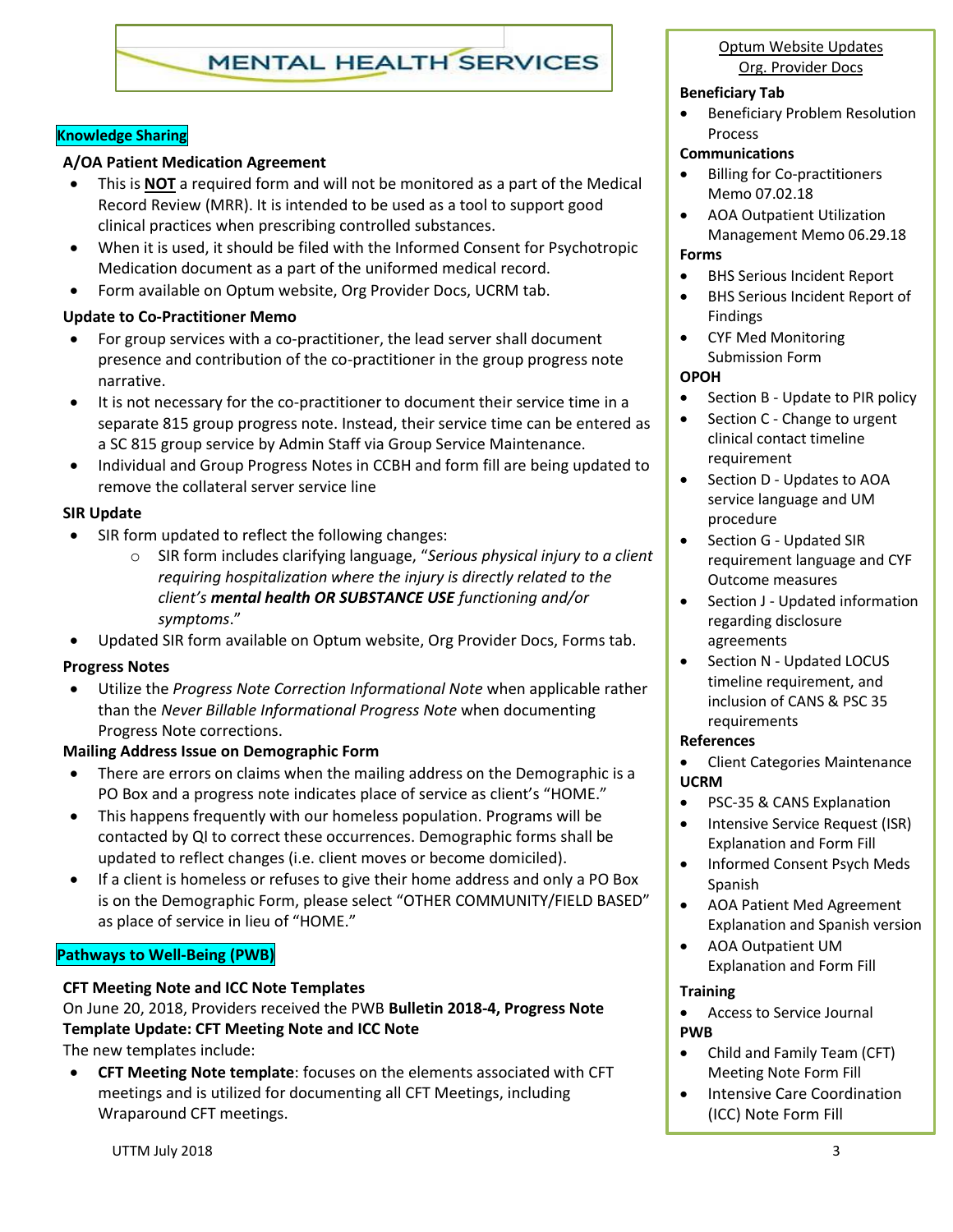# MENTAL HEALTH SERVICES

## Knowledge Sharing

### A/OA Patient Medication Agreement

- This is **NOT** a required form and will not be monitored as a part of the Medical Record Review (MRR). It is intended to be used as a tool to support good clinical practices when prescribing controlled substances.
- When it is used, it should be filed with the Informed Consent for Psychotropic Medication document as a part of the uniformed medical record.
- Form available on Optum website, Org Provider Docs, UCRM tab.

### Update to Co-Practitioner Memo

- For group services with a co-practitioner, the lead server shall document presence and contribution of the co-practitioner in the group progress note narrative.
- It is not necessary for the co-practitioner to document their service time in a separate 815 group progress note. Instead, their service time can be entered as a SC 815 group service by Admin Staff via Group Service Maintenance.
- Individual and Group Progress Notes in CCBH and form fill are being updated to remove the collateral server service line

### SIR Update

- SIR form updated to reflect the following changes:
  - SIR form includes clarifying language, "*Serious physical injury to a client requiring hospitalization where the injury is directly related to the client's **mental health OR SUBSTANCE USE** functioning and/or symptoms*."
- Updated SIR form available on Optum website, Org Provider Docs, Forms tab.

### Progress Notes

- Utilize the *Progress Note Correction Informational Note* when applicable rather than the *Never Billable Informational Progress Note* when documenting Progress Note corrections.

### Mailing Address Issue on Demographic Form

- There are errors on claims when the mailing address on the Demographic is a PO Box and a progress note indicates place of service as client's "HOME."
- This happens frequently with our homeless population. Programs will be contacted by QI to correct these occurrences. Demographic forms shall be updated to reflect changes (i.e. client moves or become domiciled).
- If a client is homeless or refuses to give their home address and only a PO Box is on the Demographic Form, please select "OTHER COMMUNITY/FIELD BASED" as place of service in lieu of "HOME."

## Pathways to Well-Being (PWB)

### CFT Meeting Note and ICC Note Templates

On June 20, 2018, Providers received the PWB **Bulletin 2018-4, Progress Note Template Update: CFT Meeting Note and ICC Note**

The new templates include:

- **CFT Meeting Note template**: focuses on the elements associated with CFT meetings and is utilized for documenting all CFT Meetings, including Wraparound CFT meetings.

---

Optum Website Updates
Org. Provider Docs

**Beneficiary Tab**
- Beneficiary Problem Resolution Process

**Communications**
- Billing for Co-practitioners Memo 07.02.18
- AOA Outpatient Utilization Management Memo 06.29.18

**Forms**
- BHS Serious Incident Report
- BHS Serious Incident Report of Findings
- CYF Med Monitoring Submission Form

**OPOH**
- Section B - Update to PIR policy
- Section C - Change to urgent clinical contact timeline requirement
- Section D - Updates to AOA service language and UM procedure
- Section G - Updated SIR requirement language and CYF Outcome measures
- Section J - Updated information regarding disclosure agreements
- Section N - Updated LOCUS timeline requirement, and inclusion of CANS & PSC 35 requirements

**References**
- Client Categories Maintenance

**UCRM**
- PSC-35 & CANS Explanation
- Intensive Service Request (ISR) Explanation and Form Fill
- Informed Consent Psych Meds Spanish
- AOA Patient Med Agreement Explanation and Spanish version
- AOA Outpatient UM Explanation and Form Fill

**Training**
- Access to Service Journal

**PWB**
- Child and Family Team (CFT) Meeting Note Form Fill
- Intensive Care Coordination (ICC) Note Form Fill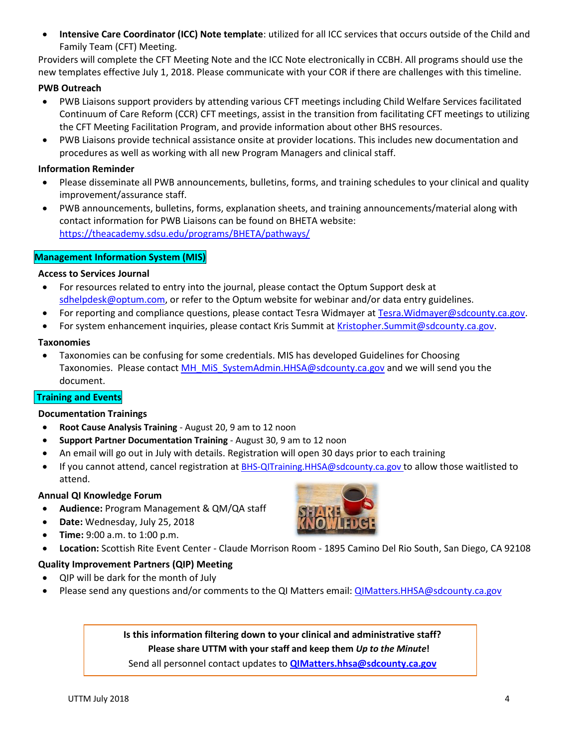- **Intensive Care Coordinator (ICC) Note template**: utilized for all ICC services that occurs outside of the Child and Family Team (CFT) Meeting.

Providers will complete the CFT Meeting Note and the ICC Note electronically in CCBH. All programs should use the new templates effective July 1, 2018. Please communicate with your COR if there are challenges with this timeline.

**PWB Outreach**

- PWB Liaisons support providers by attending various CFT meetings including Child Welfare Services facilitated Continuum of Care Reform (CCR) CFT meetings, assist in the transition from facilitating CFT meetings to utilizing the CFT Meeting Facilitation Program, and provide information about other BHS resources.
- PWB Liaisons provide technical assistance onsite at provider locations. This includes new documentation and procedures as well as working with all new Program Managers and clinical staff.

**Information Reminder**

- Please disseminate all PWB announcements, bulletins, forms, and training schedules to your clinical and quality improvement/assurance staff.
- PWB announcements, bulletins, forms, explanation sheets, and training announcements/material along with contact information for PWB Liaisons can be found on BHETA website: https://theacademy.sdsu.edu/programs/BHETA/pathways/

## Management Information System (MIS)

**Access to Services Journal**

- For resources related to entry into the journal, please contact the Optum Support desk at sdhelpdesk@optum.com, or refer to the Optum website for webinar and/or data entry guidelines.
- For reporting and compliance questions, please contact Tesra Widmayer at Tesra.Widmayer@sdcounty.ca.gov.
- For system enhancement inquiries, please contact Kris Summit at Kristopher.Summit@sdcounty.ca.gov.

**Taxonomies**

- Taxonomies can be confusing for some credentials. MIS has developed Guidelines for Choosing Taxonomies. Please contact MH_MiS_SystemAdmin.HHSA@sdcounty.ca.gov and we will send you the document.

## Training and Events

**Documentation Trainings**

- **Root Cause Analysis Training** - August 20, 9 am to 12 noon
- **Support Partner Documentation Training** - August 30, 9 am to 12 noon
- An email will go out in July with details. Registration will open 30 days prior to each training
- If you cannot attend, cancel registration at BHS-QITraining.HHSA@sdcounty.ca.gov to allow those waitlisted to attend.

**Annual QI Knowledge Forum**

- **Audience:** Program Management & QM/QA staff
- **Date:** Wednesday, July 25, 2018
- **Time:** 9:00 a.m. to 1:00 p.m.
- **Location:** Scottish Rite Event Center - Claude Morrison Room - 1895 Camino Del Rio South, San Diego, CA 92108

**Quality Improvement Partners (QIP) Meeting**

- QIP will be dark for the month of July
- Please send any questions and/or comments to the QI Matters email: QIMatters.HHSA@sdcounty.ca.gov

**Is this information filtering down to your clinical and administrative staff?**
**Please share UTTM with your staff and keep them *Up to the Minute*!**
Send all personnel contact updates to **QIMatters.hhsa@sdcounty.ca.gov**